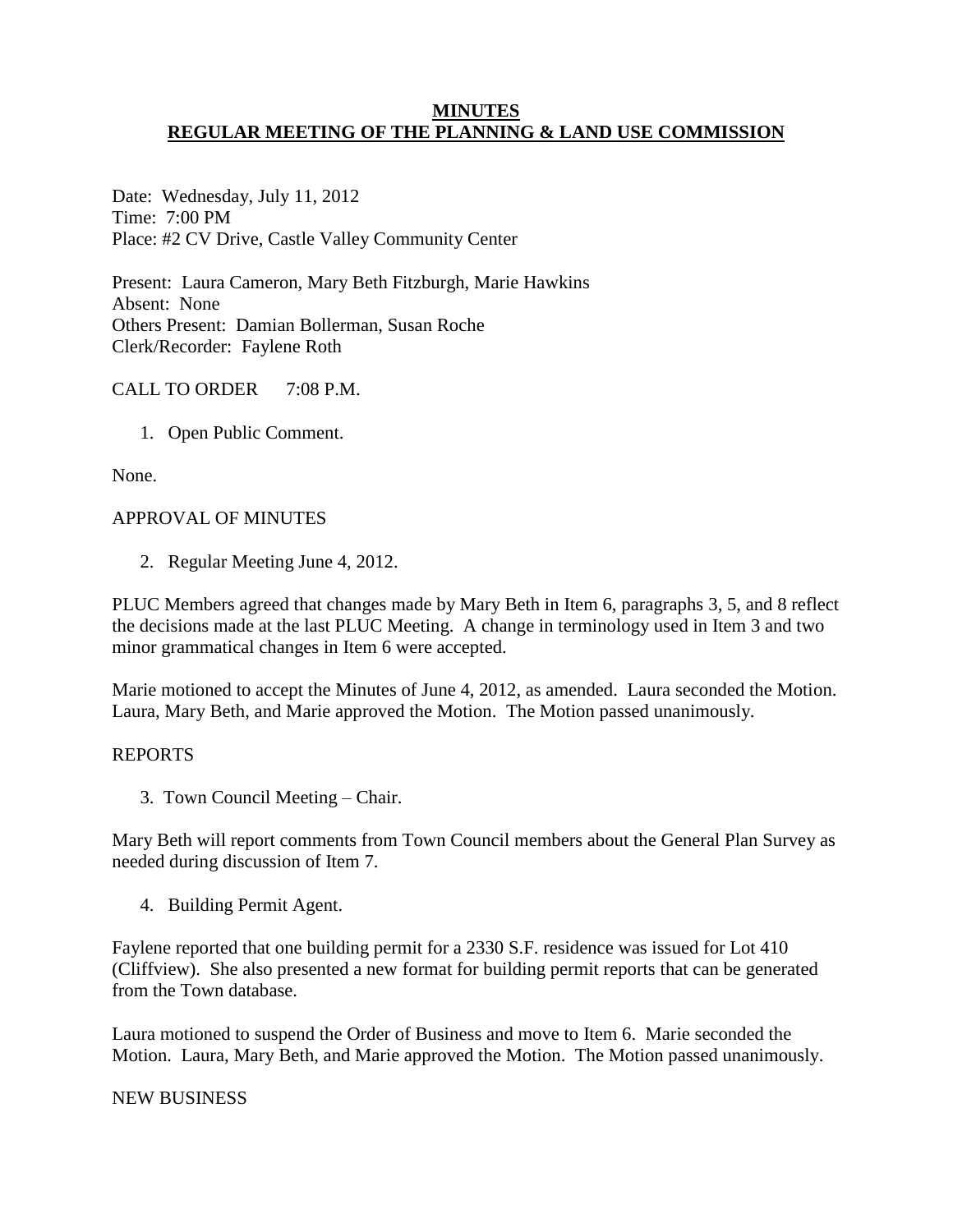# MINUTES
## REGULAR MEETING OF THE PLANNING & LAND USE COMMISSION

Date: Wednesday, July 11, 2012
Time: 7:00 PM
Place: #2 CV Drive, Castle Valley Community Center

Present: Laura Cameron, Mary Beth Fitzburgh, Marie Hawkins
Absent: None
Others Present: Damian Bollerman, Susan Roche
Clerk/Recorder: Faylene Roth

CALL TO ORDER 7:08 P.M.

1. Open Public Comment.

None.

APPROVAL OF MINUTES

2. Regular Meeting June 4, 2012.

PLUC Members agreed that changes made by Mary Beth in Item 6, paragraphs 3, 5, and 8 reflect the decisions made at the last PLUC Meeting. A change in terminology used in Item 3 and two minor grammatical changes in Item 6 were accepted.

Marie motioned to accept the Minutes of June 4, 2012, as amended. Laura seconded the Motion. Laura, Mary Beth, and Marie approved the Motion. The Motion passed unanimously.

REPORTS

3. Town Council Meeting – Chair.

Mary Beth will report comments from Town Council members about the General Plan Survey as needed during discussion of Item 7.

4. Building Permit Agent.

Faylene reported that one building permit for a 2330 S.F. residence was issued for Lot 410 (Cliffview). She also presented a new format for building permit reports that can be generated from the Town database.

Laura motioned to suspend the Order of Business and move to Item 6. Marie seconded the Motion. Laura, Mary Beth, and Marie approved the Motion. The Motion passed unanimously.

NEW BUSINESS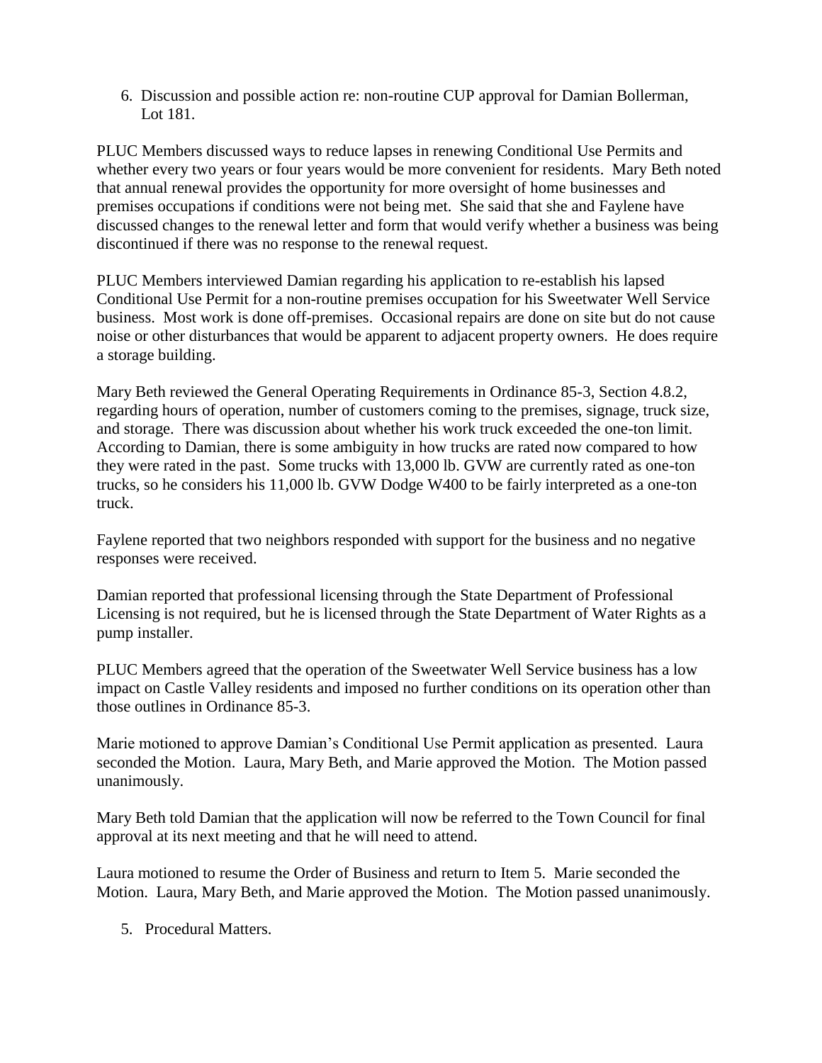6. Discussion and possible action re: non-routine CUP approval for Damian Bollerman, Lot 181.

PLUC Members discussed ways to reduce lapses in renewing Conditional Use Permits and whether every two years or four years would be more convenient for residents. Mary Beth noted that annual renewal provides the opportunity for more oversight of home businesses and premises occupations if conditions were not being met. She said that she and Faylene have discussed changes to the renewal letter and form that would verify whether a business was being discontinued if there was no response to the renewal request.

PLUC Members interviewed Damian regarding his application to re-establish his lapsed Conditional Use Permit for a non-routine premises occupation for his Sweetwater Well Service business. Most work is done off-premises. Occasional repairs are done on site but do not cause noise or other disturbances that would be apparent to adjacent property owners. He does require a storage building.

Mary Beth reviewed the General Operating Requirements in Ordinance 85-3, Section 4.8.2, regarding hours of operation, number of customers coming to the premises, signage, truck size, and storage. There was discussion about whether his work truck exceeded the one-ton limit. According to Damian, there is some ambiguity in how trucks are rated now compared to how they were rated in the past. Some trucks with 13,000 lb. GVW are currently rated as one-ton trucks, so he considers his 11,000 lb. GVW Dodge W400 to be fairly interpreted as a one-ton truck.

Faylene reported that two neighbors responded with support for the business and no negative responses were received.

Damian reported that professional licensing through the State Department of Professional Licensing is not required, but he is licensed through the State Department of Water Rights as a pump installer.

PLUC Members agreed that the operation of the Sweetwater Well Service business has a low impact on Castle Valley residents and imposed no further conditions on its operation other than those outlines in Ordinance 85-3.

Marie motioned to approve Damian's Conditional Use Permit application as presented. Laura seconded the Motion. Laura, Mary Beth, and Marie approved the Motion. The Motion passed unanimously.

Mary Beth told Damian that the application will now be referred to the Town Council for final approval at its next meeting and that he will need to attend.

Laura motioned to resume the Order of Business and return to Item 5. Marie seconded the Motion. Laura, Mary Beth, and Marie approved the Motion. The Motion passed unanimously.

5. Procedural Matters.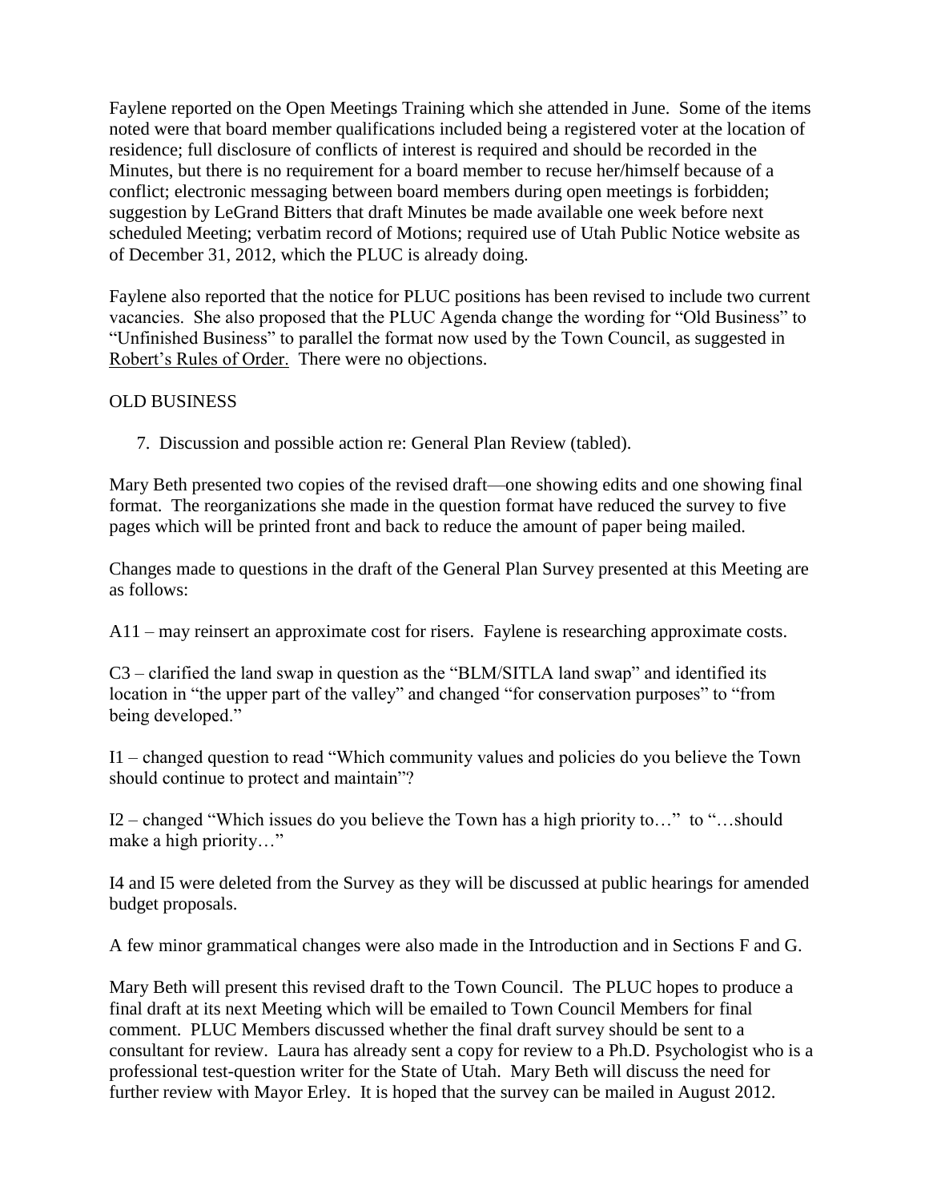Faylene reported on the Open Meetings Training which she attended in June. Some of the items noted were that board member qualifications included being a registered voter at the location of residence; full disclosure of conflicts of interest is required and should be recorded in the Minutes, but there is no requirement for a board member to recuse her/himself because of a conflict; electronic messaging between board members during open meetings is forbidden; suggestion by LeGrand Bitters that draft Minutes be made available one week before next scheduled Meeting; verbatim record of Motions; required use of Utah Public Notice website as of December 31, 2012, which the PLUC is already doing.

Faylene also reported that the notice for PLUC positions has been revised to include two current vacancies. She also proposed that the PLUC Agenda change the wording for "Old Business" to "Unfinished Business" to parallel the format now used by the Town Council, as suggested in Robert's Rules of Order. There were no objections.

OLD BUSINESS

7. Discussion and possible action re: General Plan Review (tabled).

Mary Beth presented two copies of the revised draft—one showing edits and one showing final format. The reorganizations she made in the question format have reduced the survey to five pages which will be printed front and back to reduce the amount of paper being mailed.

Changes made to questions in the draft of the General Plan Survey presented at this Meeting are as follows:

A11 – may reinsert an approximate cost for risers. Faylene is researching approximate costs.

C3 – clarified the land swap in question as the "BLM/SITLA land swap" and identified its location in "the upper part of the valley" and changed "for conservation purposes" to "from being developed."

I1 – changed question to read "Which community values and policies do you believe the Town should continue to protect and maintain"?

I2 – changed "Which issues do you believe the Town has a high priority to…" to "…should make a high priority…"

I4 and I5 were deleted from the Survey as they will be discussed at public hearings for amended budget proposals.

A few minor grammatical changes were also made in the Introduction and in Sections F and G.

Mary Beth will present this revised draft to the Town Council. The PLUC hopes to produce a final draft at its next Meeting which will be emailed to Town Council Members for final comment. PLUC Members discussed whether the final draft survey should be sent to a consultant for review. Laura has already sent a copy for review to a Ph.D. Psychologist who is a professional test-question writer for the State of Utah. Mary Beth will discuss the need for further review with Mayor Erley. It is hoped that the survey can be mailed in August 2012.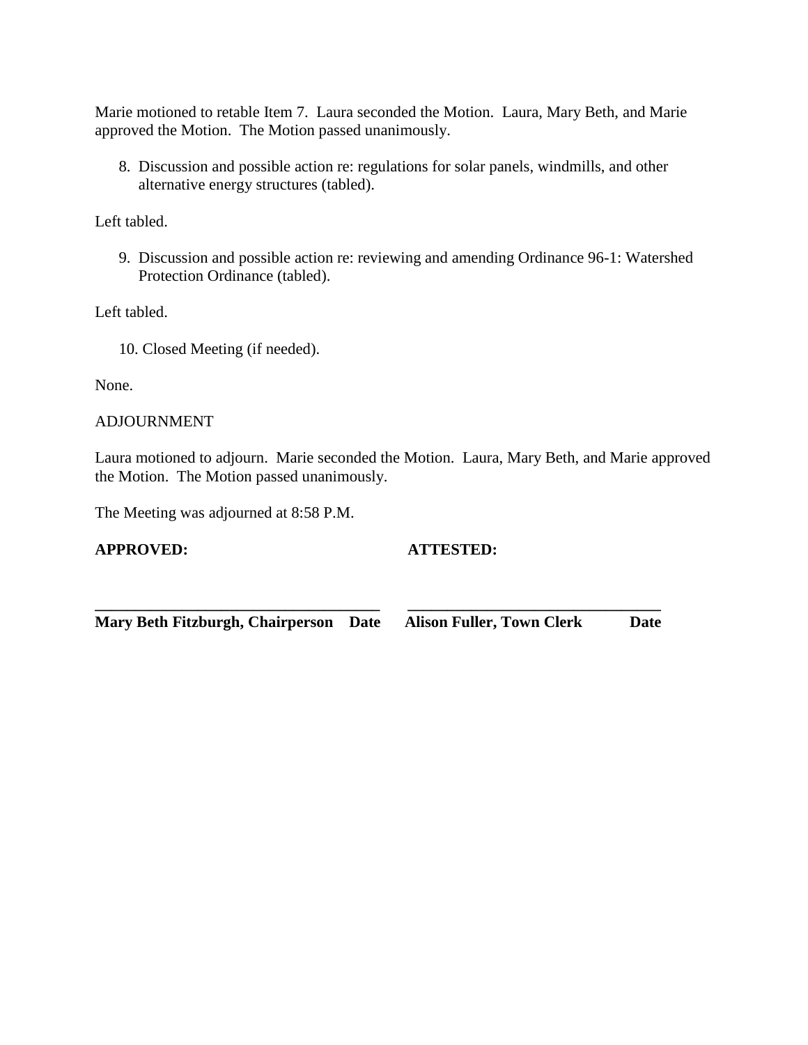Marie motioned to retable Item 7. Laura seconded the Motion. Laura, Mary Beth, and Marie approved the Motion. The Motion passed unanimously.

8. Discussion and possible action re: regulations for solar panels, windmills, and other alternative energy structures (tabled).

Left tabled.

9. Discussion and possible action re: reviewing and amending Ordinance 96-1: Watershed Protection Ordinance (tabled).

Left tabled.

10. Closed Meeting (if needed).

None.

ADJOURNMENT

Laura motioned to adjourn. Marie seconded the Motion. Laura, Mary Beth, and Marie approved the Motion. The Motion passed unanimously.

The Meeting was adjourned at 8:58 P.M.

**APPROVED:** **ATTESTED:**

\_\_\_\_\_\_\_\_\_\_\_\_\_\_\_\_\_\_\_\_\_\_\_\_\_\_\_\_\_\_\_\_\_\_\_\_ \_\_\_\_\_\_\_\_\_\_\_\_\_\_\_\_\_\_\_\_\_\_\_\_\_\_\_\_\_\_\_\_\_\_\_

**Mary Beth Fitzburgh, Chairperson Date** **Alison Fuller, Town Clerk Date**